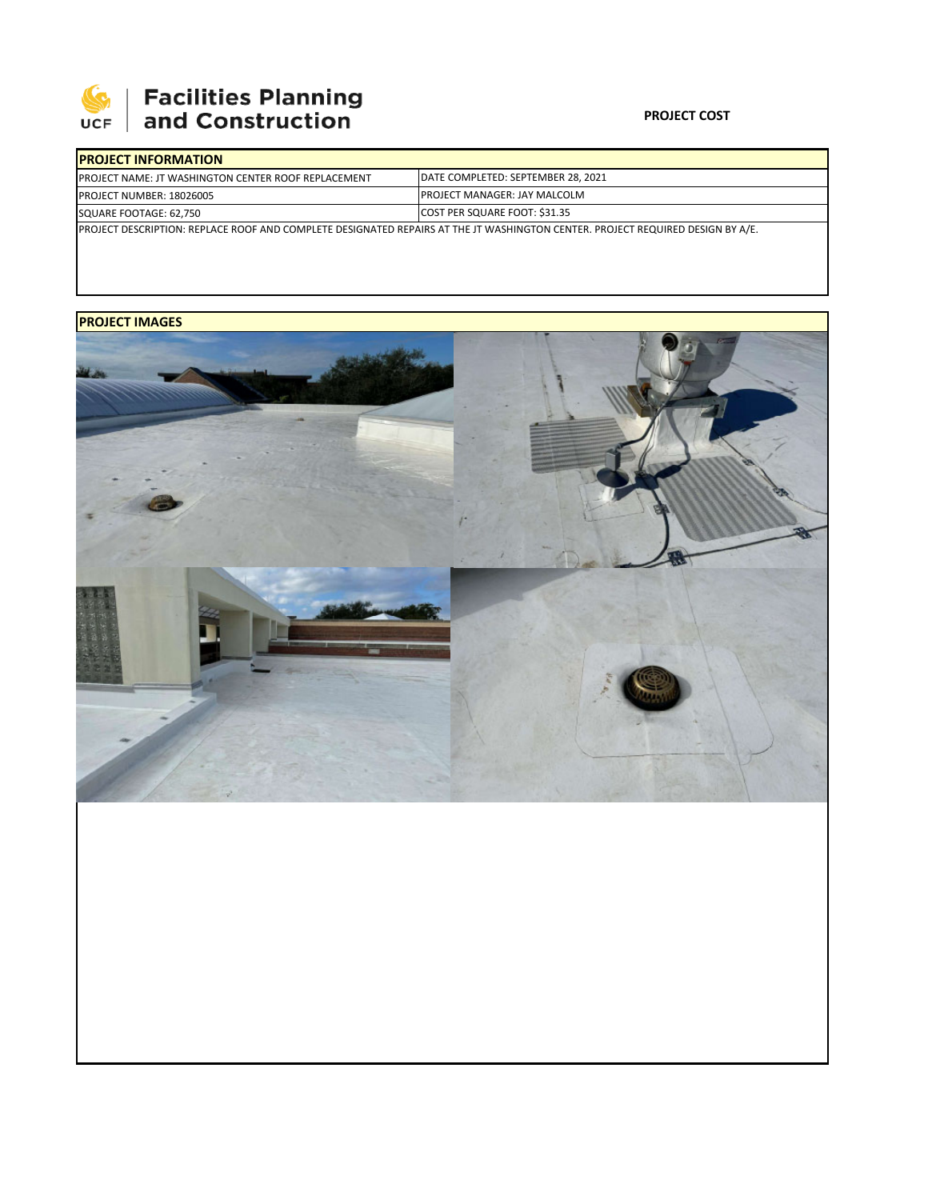Facilities Planning and Construction

**PROJECT COST**

| PROJECT INFORMATION | |
|---|---|
| PROJECT NAME: JT WASHINGTON CENTER ROOF REPLACEMENT | DATE COMPLETED: SEPTEMBER 28, 2021 |
| PROJECT NUMBER: 18026005 | PROJECT MANAGER: JAY MALCOLM |
| SQUARE FOOTAGE: 62,750 | COST PER SQUARE FOOT: $31.35 |
| PROJECT DESCRIPTION: REPLACE ROOF AND COMPLETE DESIGNATED REPAIRS AT THE JT WASHINGTON CENTER. PROJECT REQUIRED DESIGN BY A/E. | |

**PROJECT IMAGES**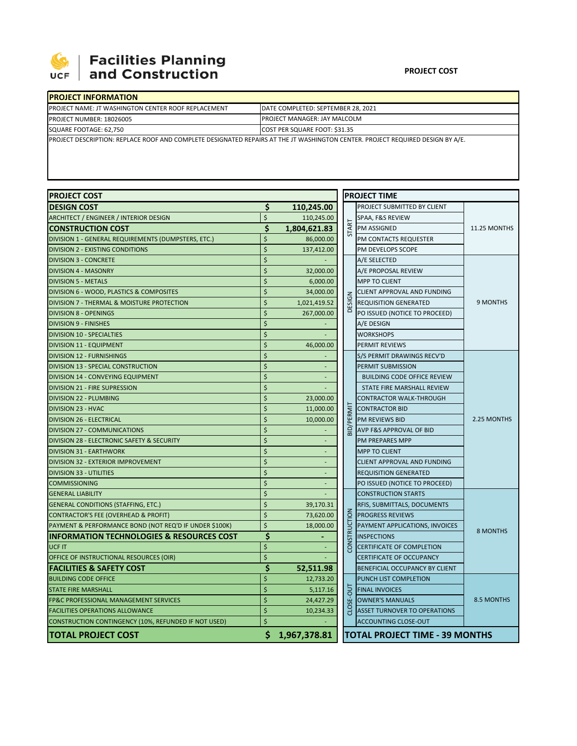Facilities Planning and Construction

**PROJECT COST**

| PROJECT INFORMATION | |
|---|---|
| PROJECT NAME: JT WASHINGTON CENTER ROOF REPLACEMENT | DATE COMPLETED: SEPTEMBER 28, 2021 |
| PROJECT NUMBER: 18026005 | PROJECT MANAGER: JAY MALCOLM |
| SQUARE FOOTAGE: 62,750 | COST PER SQUARE FOOT: $31.35 |
| PROJECT DESCRIPTION: REPLACE ROOF AND COMPLETE DESIGNATED REPAIRS AT THE JT WASHINGTON CENTER. PROJECT REQUIRED DESIGN BY A/E. | |

| PROJECT COST | |
|---|---|
| **DESIGN COST** | **$ 110,245.00** |
| ARCHITECT / ENGINEER / INTERIOR DESIGN | $ 110,245.00 |
| **CONSTRUCTION COST** | **$ 1,804,621.83** |
| DIVISION 1 - GENERAL REQUIREMENTS (DUMPSTERS, ETC.) | $ 86,000.00 |
| DIVISION 2 - EXISTING CONDITIONS | $ 137,412.00 |
| DIVISION 3 - CONCRETE | $ - |
| DIVISION 4 - MASONRY | $ 32,000.00 |
| DIVISION 5 - METALS | $ 6,000.00 |
| DIVISION 6 - WOOD, PLASTICS & COMPOSITES | $ 34,000.00 |
| DIVISION 7 - THERMAL & MOISTURE PROTECTION | $ 1,021,419.52 |
| DIVISION 8 - OPENINGS | $ 267,000.00 |
| DIVISION 9 - FINISHES | $ - |
| DIVISION 10 - SPECIALTIES | $ - |
| DIVISION 11 - EQUIPMENT | $ 46,000.00 |
| DIVISION 12 - FURNISHINGS | $ - |
| DIVISION 13 - SPECIAL CONSTRUCTION | $ - |
| DIVISION 14 - CONVEYING EQUIPMENT | $ - |
| DIVISION 21 - FIRE SUPRESSION | $ - |
| DIVISION 22 - PLUMBING | $ 23,000.00 |
| DIVISION 23 - HVAC | $ 11,000.00 |
| DIVISION 26 - ELECTRICAL | $ 10,000.00 |
| DIVISION 27 - COMMUNICATIONS | $ - |
| DIVISION 28 - ELECTRONIC SAFETY & SECURITY | $ - |
| DIVISION 31 - EARTHWORK | $ - |
| DIVISION 32 - EXTERIOR IMPROVEMENT | $ - |
| DIVISION 33 - UTILITIES | $ - |
| COMMISSIONING | $ - |
| GENERAL LIABILITY | $ - |
| GENERAL CONDITIONS (STAFFING, ETC.) | $ 39,170.31 |
| CONTRACTOR'S FEE (OVERHEAD & PROFIT) | $ 73,620.00 |
| PAYMENT & PERFORMANCE BOND (NOT REQ'D IF UNDER $100K) | $ 18,000.00 |
| **INFORMATION TECHNOLOGIES & RESOURCES COST** | **$ -** |
| UCF IT | $ - |
| OFFICE OF INSTRUCTIONAL RESOURCES (OIR) | $ - |
| **FACILITIES & SAFETY COST** | **$ 52,511.98** |
| BUILDING CODE OFFICE | $ 12,733.20 |
| STATE FIRE MARSHALL | $ 5,117.16 |
| FP&C PROFESSIONAL MANAGEMENT SERVICES | $ 24,427.29 |
| FACILITIES OPERATIONS ALLOWANCE | $ 10,234.33 |
| CONSTRUCTION CONTINGENCY (10%, REFUNDED IF NOT USED) | $ - |
| **TOTAL PROJECT COST** | **$ 1,967,378.81** |

| PROJECT TIME | | |
|---|---|---|
| START | PROJECT SUBMITTED BY CLIENT | 11.25 MONTHS |
| | SPAA, F&S REVIEW | |
| | PM ASSIGNED | |
| | PM CONTACTS REQUESTER | |
| | PM DEVELOPS SCOPE | |
| DESIGN | A/E SELECTED | 9 MONTHS |
| | A/E PROPOSAL REVIEW | |
| | MPP TO CLIENT | |
| | CLIENT APPROVAL AND FUNDING | |
| | REQUISITION GENERATED | |
| | PO ISSUED (NOTICE TO PROCEED) | |
| | A/E DESIGN | |
| | WORKSHOPS | |
| | PERMIT REVIEWS | |
| BID/PERMIT | S/S PERMIT DRAWINGS RECV'D | 2.25 MONTHS |
| | PERMIT SUBMISSION | |
| | BUILDING CODE OFFICE REVIEW | |
| | STATE FIRE MARSHALL REVIEW | |
| | CONTRACTOR WALK-THROUGH | |
| | CONTRACTOR BID | |
| | PM REVIEWS BID | |
| | AVP F&S APPROVAL OF BID | |
| | PM PREPARES MPP | |
| | MPP TO CLIENT | |
| | CLIENT APPROVAL AND FUNDING | |
| | REQUISITION GENERATED | |
| | PO ISSUED (NOTICE TO PROCEED) | |
| CONSTRUCTION | CONSTRUCTION STARTS | 8 MONTHS |
| | RFIS, SUBMITTALS, DOCUMENTS | |
| | PROGRESS REVIEWS | |
| | PAYMENT APPLICATIONS, INVOICES | |
| | INSPECTIONS | |
| | CERTIFICATE OF COMPLETION | |
| | CERTIFICATE OF OCCUPANCY | |
| | BENEFICIAL OCCUPANCY BY CLIENT | |
| CLOSE-OUT | PUNCH LIST COMPLETION | 8.5 MONTHS |
| | FINAL INVOICES | |
| | OWNER'S MANUALS | |
| | ASSET TURNOVER TO OPERATIONS | |
| | ACCOUNTING CLOSE-OUT | |
| **TOTAL PROJECT TIME - 39 MONTHS** | | |